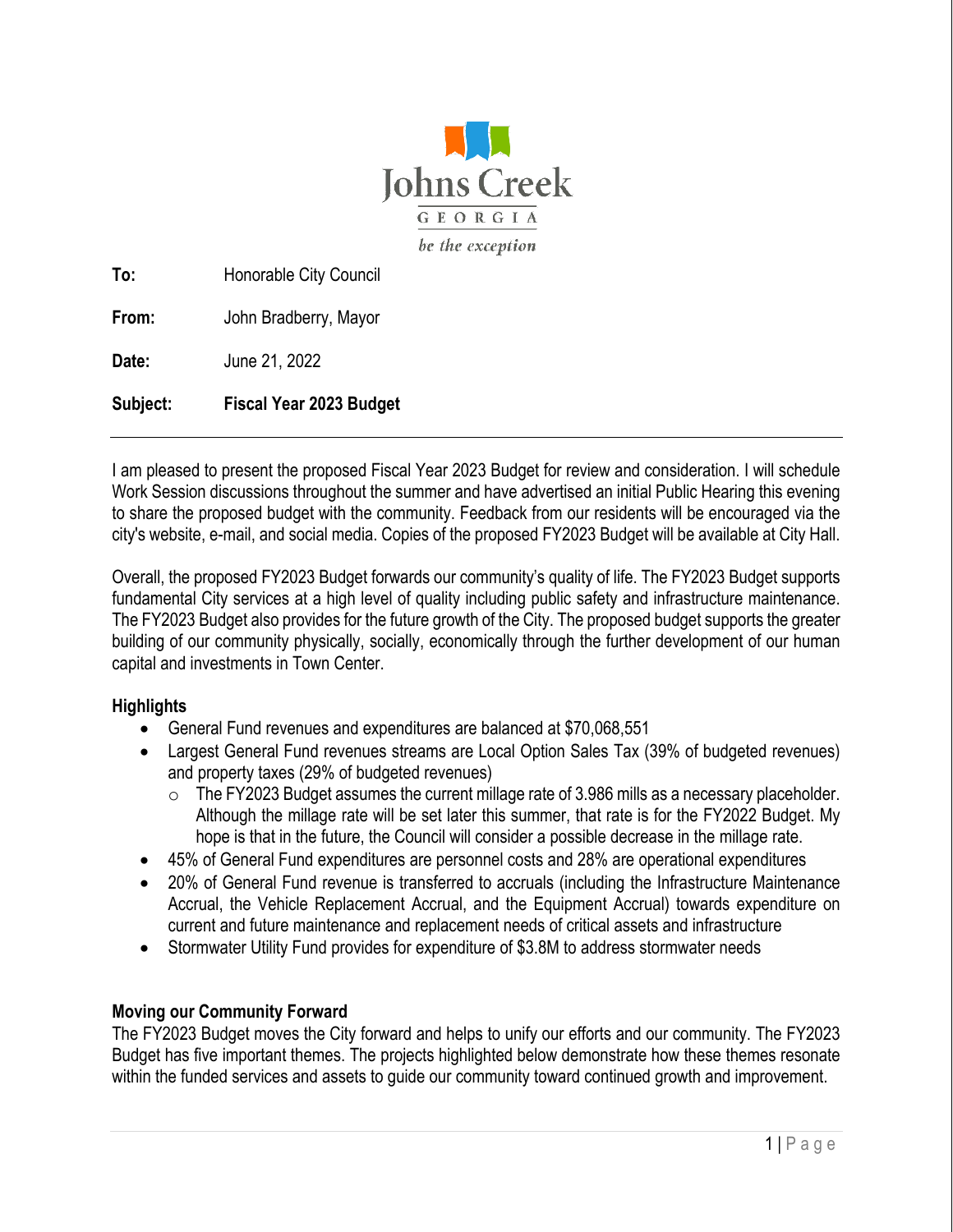Johns Creek
GEORGIA
*be the exception*

**To:** Honorable City Council

**From:** John Bradberry, Mayor

**Date:** June 21, 2022

**Subject:** **Fiscal Year 2023 Budget**

---

I am pleased to present the proposed Fiscal Year 2023 Budget for review and consideration. I will schedule Work Session discussions throughout the summer and have advertised an initial Public Hearing this evening to share the proposed budget with the community. Feedback from our residents will be encouraged via the city's website, e-mail, and social media. Copies of the proposed FY2023 Budget will be available at City Hall.

Overall, the proposed FY2023 Budget forwards our community's quality of life. The FY2023 Budget supports fundamental City services at a high level of quality including public safety and infrastructure maintenance. The FY2023 Budget also provides for the future growth of the City. The proposed budget supports the greater building of our community physically, socially, economically through the further development of our human capital and investments in Town Center.

### Highlights

- General Fund revenues and expenditures are balanced at $70,068,551
- Largest General Fund revenues streams are Local Option Sales Tax (39% of budgeted revenues) and property taxes (29% of budgeted revenues)
  - The FY2023 Budget assumes the current millage rate of 3.986 mills as a necessary placeholder. Although the millage rate will be set later this summer, that rate is for the FY2022 Budget. My hope is that in the future, the Council will consider a possible decrease in the millage rate.
- 45% of General Fund expenditures are personnel costs and 28% are operational expenditures
- 20% of General Fund revenue is transferred to accruals (including the Infrastructure Maintenance Accrual, the Vehicle Replacement Accrual, and the Equipment Accrual) towards expenditure on current and future maintenance and replacement needs of critical assets and infrastructure
- Stormwater Utility Fund provides for expenditure of $3.8M to address stormwater needs

### Moving our Community Forward

The FY2023 Budget moves the City forward and helps to unify our efforts and our community. The FY2023 Budget has five important themes. The projects highlighted below demonstrate how these themes resonate within the funded services and assets to guide our community toward continued growth and improvement.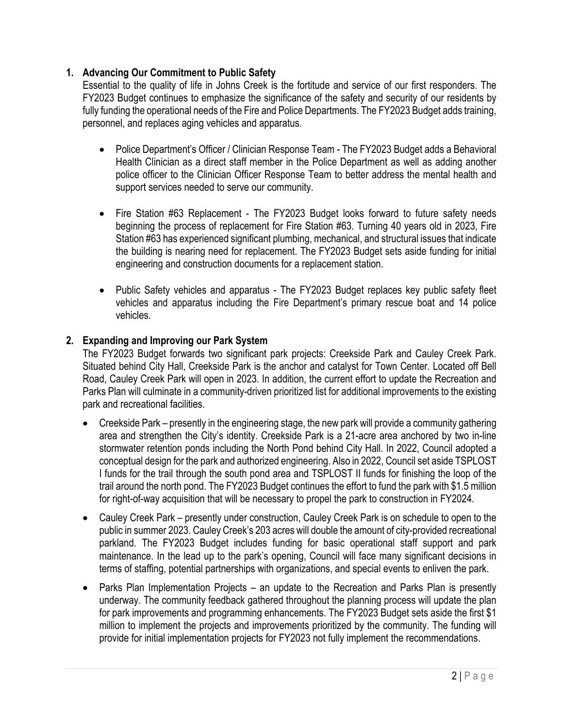## 1. Advancing Our Commitment to Public Safety

Essential to the quality of life in Johns Creek is the fortitude and service of our first responders. The FY2023 Budget continues to emphasize the significance of the safety and security of our residents by fully funding the operational needs of the Fire and Police Departments. The FY2023 Budget adds training, personnel, and replaces aging vehicles and apparatus.

- Police Department's Officer / Clinician Response Team - The FY2023 Budget adds a Behavioral Health Clinician as a direct staff member in the Police Department as well as adding another police officer to the Clinician Officer Response Team to better address the mental health and support services needed to serve our community.

- Fire Station #63 Replacement - The FY2023 Budget looks forward to future safety needs beginning the process of replacement for Fire Station #63. Turning 40 years old in 2023, Fire Station #63 has experienced significant plumbing, mechanical, and structural issues that indicate the building is nearing need for replacement. The FY2023 Budget sets aside funding for initial engineering and construction documents for a replacement station.

- Public Safety vehicles and apparatus - The FY2023 Budget replaces key public safety fleet vehicles and apparatus including the Fire Department's primary rescue boat and 14 police vehicles.

## 2. Expanding and Improving our Park System

The FY2023 Budget forwards two significant park projects: Creekside Park and Cauley Creek Park. Situated behind City Hall, Creekside Park is the anchor and catalyst for Town Center. Located off Bell Road, Cauley Creek Park will open in 2023. In addition, the current effort to update the Recreation and Parks Plan will culminate in a community-driven prioritized list for additional improvements to the existing park and recreational facilities.

- Creekside Park – presently in the engineering stage, the new park will provide a community gathering area and strengthen the City's identity. Creekside Park is a 21-acre area anchored by two in-line stormwater retention ponds including the North Pond behind City Hall. In 2022, Council adopted a conceptual design for the park and authorized engineering. Also in 2022, Council set aside TSPLOST I funds for the trail through the south pond area and TSPLOST II funds for finishing the loop of the trail around the north pond. The FY2023 Budget continues the effort to fund the park with $1.5 million for right-of-way acquisition that will be necessary to propel the park to construction in FY2024.

- Cauley Creek Park – presently under construction, Cauley Creek Park is on schedule to open to the public in summer 2023. Cauley Creek's 203 acres will double the amount of city-provided recreational parkland. The FY2023 Budget includes funding for basic operational staff support and park maintenance. In the lead up to the park's opening, Council will face many significant decisions in terms of staffing, potential partnerships with organizations, and special events to enliven the park.

- Parks Plan Implementation Projects – an update to the Recreation and Parks Plan is presently underway. The community feedback gathered throughout the planning process will update the plan for park improvements and programming enhancements. The FY2023 Budget sets aside the first $1 million to implement the projects and improvements prioritized by the community. The funding will provide for initial implementation projects for FY2023 not fully implement the recommendations.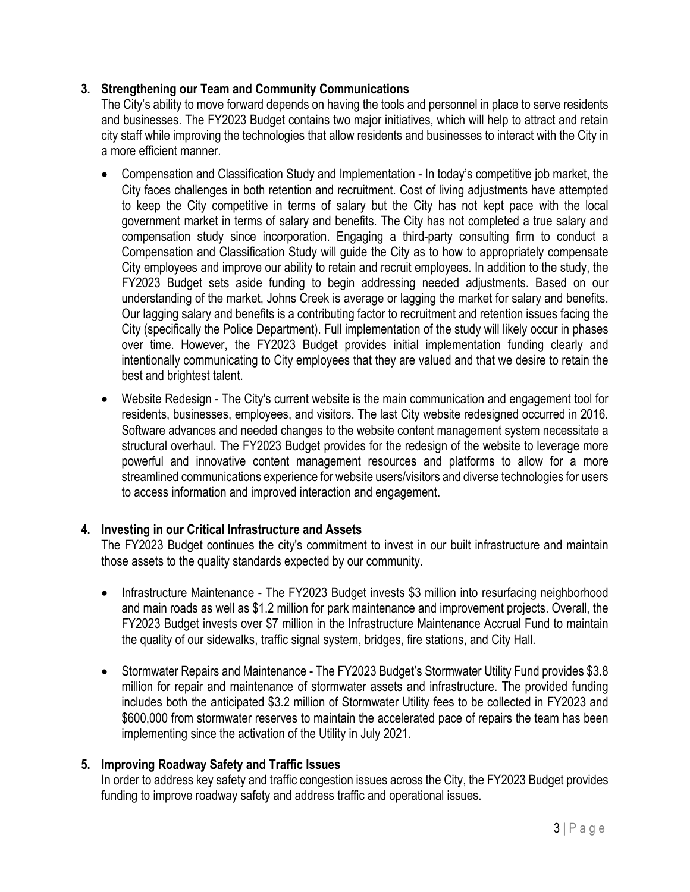**3. Strengthening our Team and Community Communications**

The City's ability to move forward depends on having the tools and personnel in place to serve residents and businesses. The FY2023 Budget contains two major initiatives, which will help to attract and retain city staff while improving the technologies that allow residents and businesses to interact with the City in a more efficient manner.

- Compensation and Classification Study and Implementation - In today's competitive job market, the City faces challenges in both retention and recruitment. Cost of living adjustments have attempted to keep the City competitive in terms of salary but the City has not kept pace with the local government market in terms of salary and benefits. The City has not completed a true salary and compensation study since incorporation. Engaging a third-party consulting firm to conduct a Compensation and Classification Study will guide the City as to how to appropriately compensate City employees and improve our ability to retain and recruit employees. In addition to the study, the FY2023 Budget sets aside funding to begin addressing needed adjustments. Based on our understanding of the market, Johns Creek is average or lagging the market for salary and benefits. Our lagging salary and benefits is a contributing factor to recruitment and retention issues facing the City (specifically the Police Department). Full implementation of the study will likely occur in phases over time. However, the FY2023 Budget provides initial implementation funding clearly and intentionally communicating to City employees that they are valued and that we desire to retain the best and brightest talent.

- Website Redesign - The City's current website is the main communication and engagement tool for residents, businesses, employees, and visitors. The last City website redesigned occurred in 2016. Software advances and needed changes to the website content management system necessitate a structural overhaul. The FY2023 Budget provides for the redesign of the website to leverage more powerful and innovative content management resources and platforms to allow for a more streamlined communications experience for website users/visitors and diverse technologies for users to access information and improved interaction and engagement.

**4. Investing in our Critical Infrastructure and Assets**

The FY2023 Budget continues the city's commitment to invest in our built infrastructure and maintain those assets to the quality standards expected by our community.

- Infrastructure Maintenance - The FY2023 Budget invests $3 million into resurfacing neighborhood and main roads as well as $1.2 million for park maintenance and improvement projects. Overall, the FY2023 Budget invests over $7 million in the Infrastructure Maintenance Accrual Fund to maintain the quality of our sidewalks, traffic signal system, bridges, fire stations, and City Hall.

- Stormwater Repairs and Maintenance - The FY2023 Budget's Stormwater Utility Fund provides $3.8 million for repair and maintenance of stormwater assets and infrastructure. The provided funding includes both the anticipated $3.2 million of Stormwater Utility fees to be collected in FY2023 and $600,000 from stormwater reserves to maintain the accelerated pace of repairs the team has been implementing since the activation of the Utility in July 2021.

**5. Improving Roadway Safety and Traffic Issues**

In order to address key safety and traffic congestion issues across the City, the FY2023 Budget provides funding to improve roadway safety and address traffic and operational issues.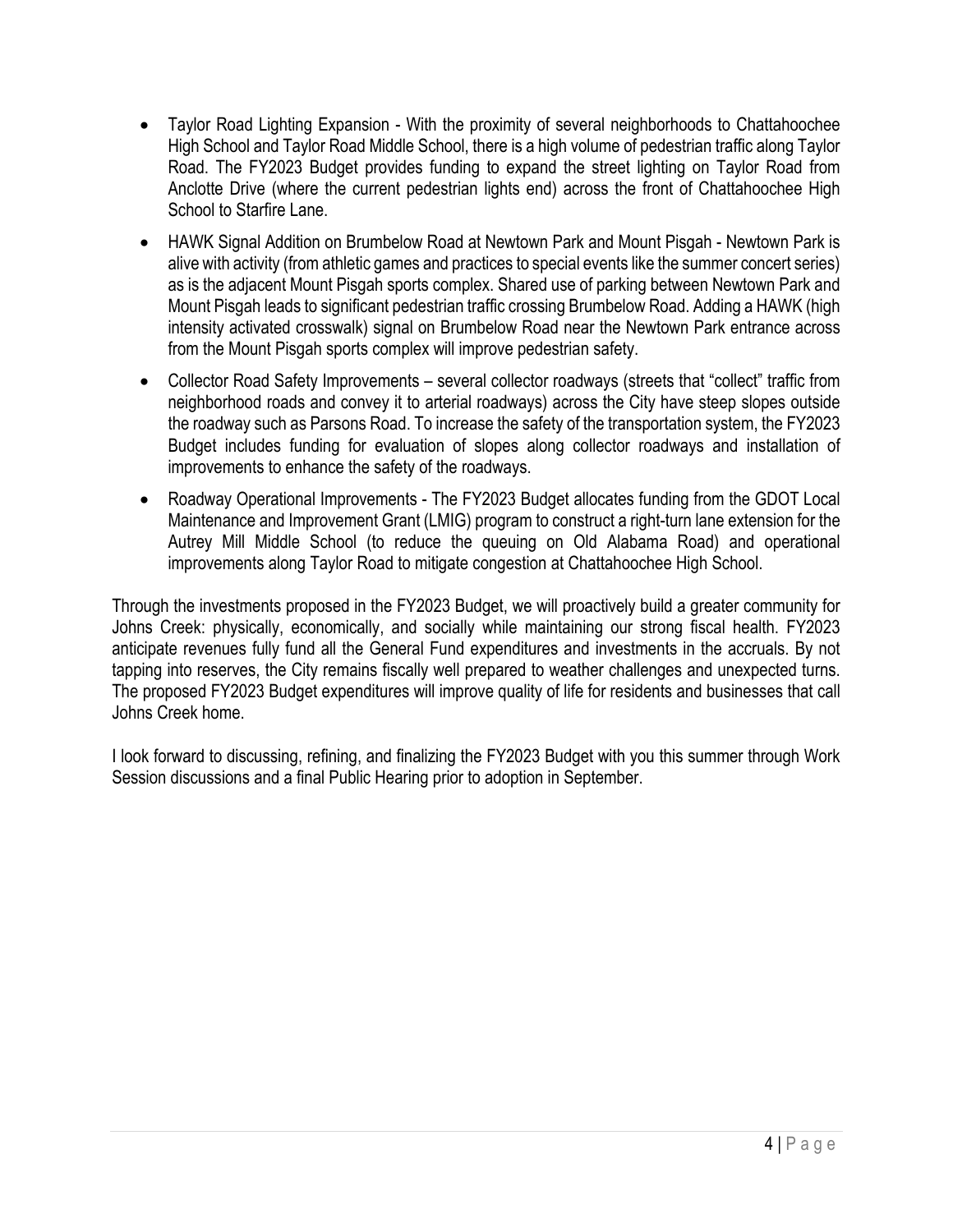- Taylor Road Lighting Expansion - With the proximity of several neighborhoods to Chattahoochee High School and Taylor Road Middle School, there is a high volume of pedestrian traffic along Taylor Road. The FY2023 Budget provides funding to expand the street lighting on Taylor Road from Anclotte Drive (where the current pedestrian lights end) across the front of Chattahoochee High School to Starfire Lane.
- HAWK Signal Addition on Brumbelow Road at Newtown Park and Mount Pisgah - Newtown Park is alive with activity (from athletic games and practices to special events like the summer concert series) as is the adjacent Mount Pisgah sports complex. Shared use of parking between Newtown Park and Mount Pisgah leads to significant pedestrian traffic crossing Brumbelow Road. Adding a HAWK (high intensity activated crosswalk) signal on Brumbelow Road near the Newtown Park entrance across from the Mount Pisgah sports complex will improve pedestrian safety.
- Collector Road Safety Improvements – several collector roadways (streets that "collect" traffic from neighborhood roads and convey it to arterial roadways) across the City have steep slopes outside the roadway such as Parsons Road. To increase the safety of the transportation system, the FY2023 Budget includes funding for evaluation of slopes along collector roadways and installation of improvements to enhance the safety of the roadways.
- Roadway Operational Improvements - The FY2023 Budget allocates funding from the GDOT Local Maintenance and Improvement Grant (LMIG) program to construct a right-turn lane extension for the Autrey Mill Middle School (to reduce the queuing on Old Alabama Road) and operational improvements along Taylor Road to mitigate congestion at Chattahoochee High School.

Through the investments proposed in the FY2023 Budget, we will proactively build a greater community for Johns Creek: physically, economically, and socially while maintaining our strong fiscal health. FY2023 anticipate revenues fully fund all the General Fund expenditures and investments in the accruals. By not tapping into reserves, the City remains fiscally well prepared to weather challenges and unexpected turns. The proposed FY2023 Budget expenditures will improve quality of life for residents and businesses that call Johns Creek home.

I look forward to discussing, refining, and finalizing the FY2023 Budget with you this summer through Work Session discussions and a final Public Hearing prior to adoption in September.